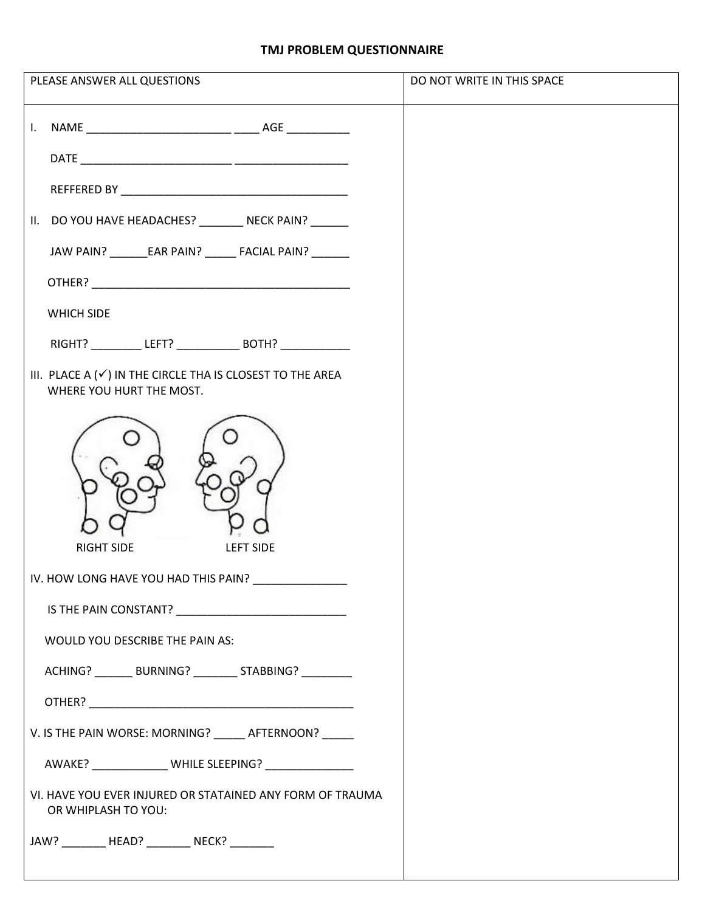# TMJ PROBLEM QUESTIONNAIRE

| PLEASE ANSWER ALL QUESTIONS | DO NOT WRITE IN THIS SPACE |
|---|---|

I. NAME ________________________ ____ AGE __________

DATE _________________________ ___________________

REFFERED BY ______________________________________

II. DO YOU HAVE HEADACHES? _______ NECK PAIN? ______

JAW PAIN? ______EAR PAIN? _____ FACIAL PAIN? ______

OTHER? ____________________________________________

WHICH SIDE

RIGHT? ________ LEFT? __________ BOTH? ___________

III. PLACE A (✓) IN THE CIRCLE THA IS CLOSEST TO THE AREA WHERE YOU HURT THE MOST.

RIGHT SIDE LEFT SIDE

IV. HOW LONG HAVE YOU HAD THIS PAIN? _______________

IS THE PAIN CONSTANT? ____________________________

WOULD YOU DESCRIBE THE PAIN AS:

ACHING? ______ BURNING? _______ STABBING? ________

OTHER? ____________________________________________

V. IS THE PAIN WORSE: MORNING? _____ AFTERNOON? _____

AWAKE? ____________ WHILE SLEEPING? ______________

VI. HAVE YOU EVER INJURED OR STATAINED ANY FORM OF TRAUMA OR WHIPLASH TO YOU:

JAW? _______ HEAD? _______ NECK? _______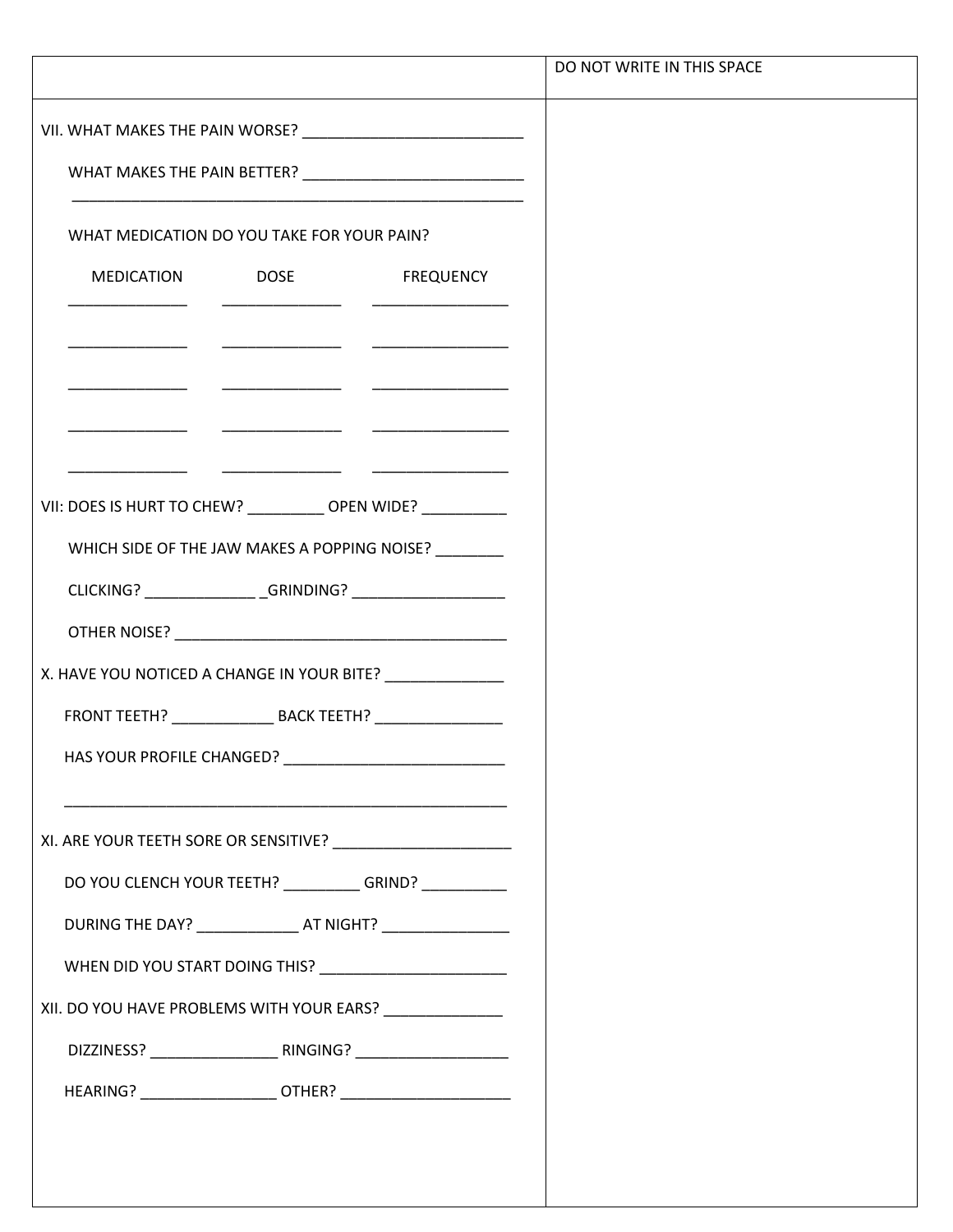| | DO NOT WRITE IN THIS SPACE |
|---|---|

VII. WHAT MAKES THE PAIN WORSE? ___________________________

WHAT MAKES THE PAIN BETTER? ___________________________

_______________________________________________________

WHAT MEDICATION DO YOU TAKE FOR YOUR PAIN?

| MEDICATION | DOSE | FREQUENCY |
|---|---|---|
| ______________ | ______________ | ________________ |
| ______________ | ______________ | ________________ |
| ______________ | ______________ | ________________ |
| ______________ | ______________ | ________________ |
| ______________ | ______________ | ________________ |

VII: DOES IS HURT TO CHEW? _________ OPEN WIDE? __________

WHICH SIDE OF THE JAW MAKES A POPPING NOISE? ________

CLICKING? _____________ _GRINDING? __________________

OTHER NOISE? ________________________________________

X. HAVE YOU NOTICED A CHANGE IN YOUR BITE? ______________

FRONT TEETH? ____________ BACK TEETH? _______________

HAS YOUR PROFILE CHANGED? __________________________

_______________________________________________________

XI. ARE YOUR TEETH SORE OR SENSITIVE? _____________________

DO YOU CLENCH YOUR TEETH? _________ GRIND? __________

DURING THE DAY? ____________ AT NIGHT? _______________

WHEN DID YOU START DOING THIS? ______________________

XII. DO YOU HAVE PROBLEMS WITH YOUR EARS? ______________

DIZZINESS? _______________ RINGING? __________________

HEARING? ________________ OTHER? ____________________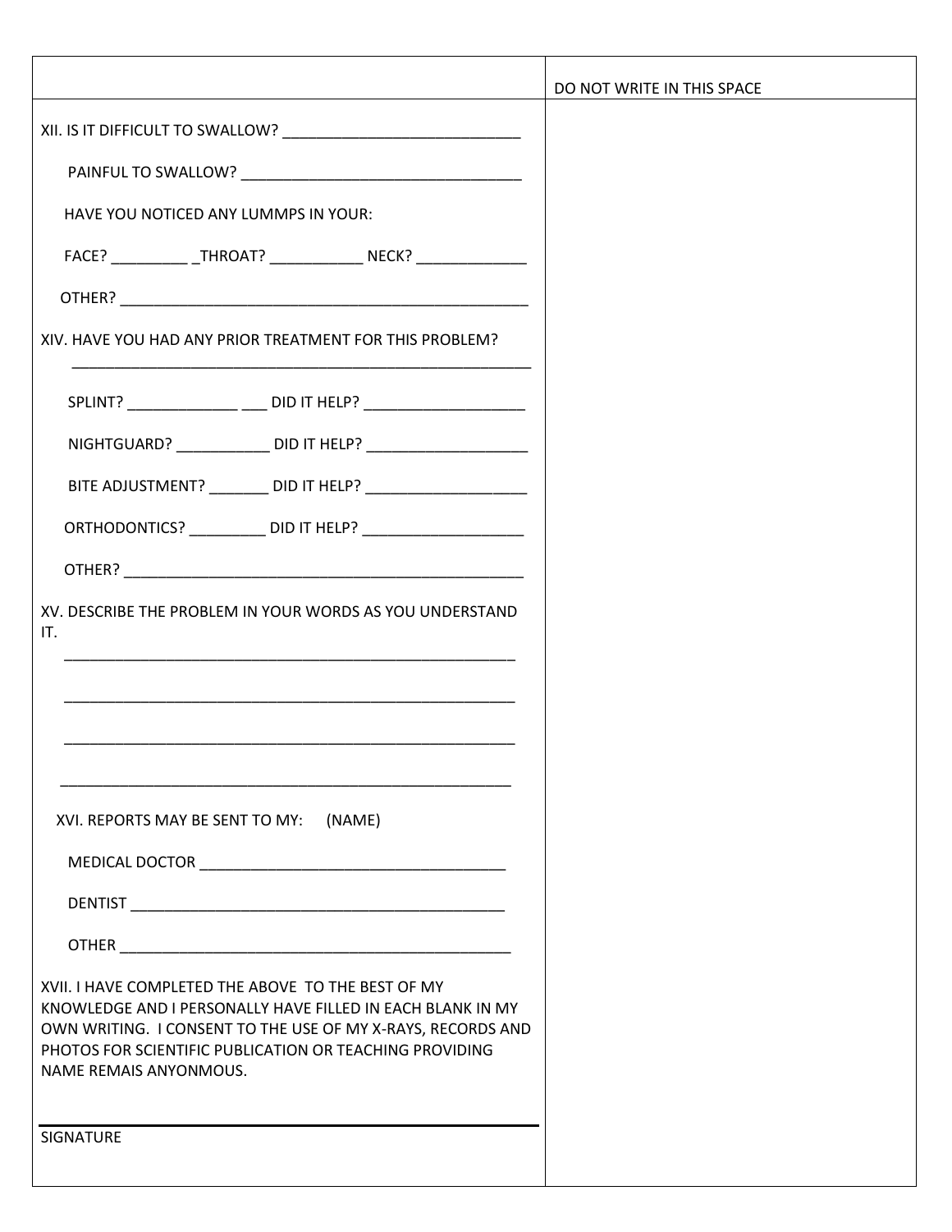| | DO NOT WRITE IN THIS SPACE |
|---|---|

XII. IS IT DIFFICULT TO SWALLOW? _____________________________

PAINFUL TO SWALLOW? _________________________________

HAVE YOU NOTICED ANY LUMMPS IN YOUR:

FACE? _________ _THROAT? ___________ NECK? _____________

OTHER? _________________________________________________

XIV. HAVE YOU HAD ANY PRIOR TREATMENT FOR THIS PROBLEM?

_______________________________________________________

SPLINT? _____________ ___ DID IT HELP? ___________________

NIGHTGUARD? ___________ DID IT HELP? ___________________

BITE ADJUSTMENT? _______ DID IT HELP? ___________________

ORTHODONTICS? _________ DID IT HELP? ___________________

OTHER? _________________________________________________

XV. DESCRIBE THE PROBLEM IN YOUR WORDS AS YOU UNDERSTAND IT.

_______________________________________________________

_______________________________________________________

_______________________________________________________

_______________________________________________________

XVI. REPORTS MAY BE SENT TO MY: (NAME)

MEDICAL DOCTOR _____________________________________

DENTIST _____________________________________________

OTHER ______________________________________________

XVII. I HAVE COMPLETED THE ABOVE TO THE BEST OF MY KNOWLEDGE AND I PERSONALLY HAVE FILLED IN EACH BLANK IN MY OWN WRITING. I CONSENT TO THE USE OF MY X-RAYS, RECORDS AND PHOTOS FOR SCIENTIFIC PUBLICATION OR TEACHING PROVIDING NAME REMAIS ANYONMOUS.

_______________________________________________________

SIGNATURE